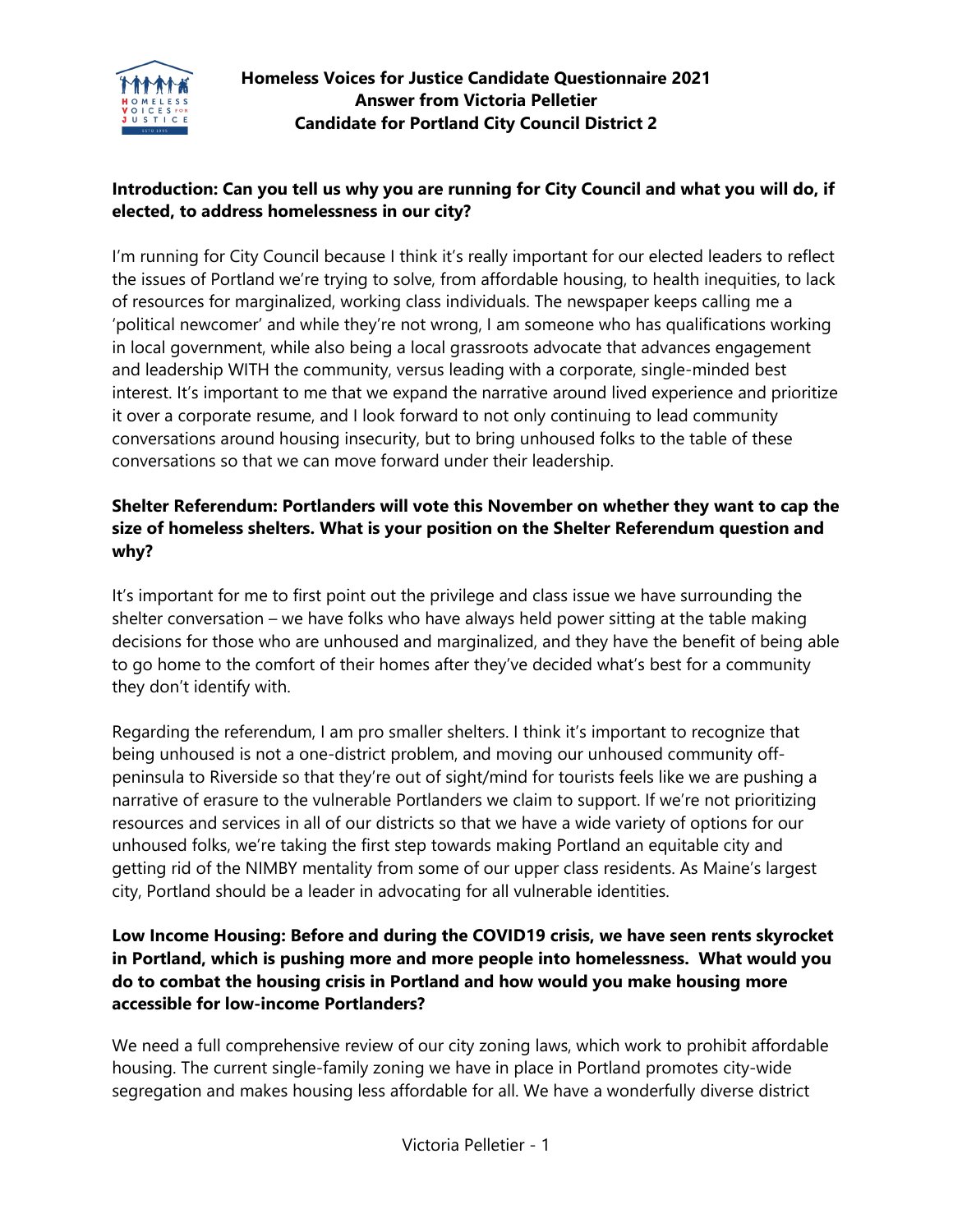# Homeless Voices for Justice Candidate Questionnaire 2021
## Answer from Victoria Pelletier
## Candidate for Portland City Council District 2

**Introduction: Can you tell us why you are running for City Council and what you will do, if elected, to address homelessness in our city?**

I'm running for City Council because I think it's really important for our elected leaders to reflect the issues of Portland we're trying to solve, from affordable housing, to health inequities, to lack of resources for marginalized, working class individuals. The newspaper keeps calling me a 'political newcomer' and while they're not wrong, I am someone who has qualifications working in local government, while also being a local grassroots advocate that advances engagement and leadership WITH the community, versus leading with a corporate, single-minded best interest. It's important to me that we expand the narrative around lived experience and prioritize it over a corporate resume, and I look forward to not only continuing to lead community conversations around housing insecurity, but to bring unhoused folks to the table of these conversations so that we can move forward under their leadership.

**Shelter Referendum: Portlanders will vote this November on whether they want to cap the size of homeless shelters. What is your position on the Shelter Referendum question and why?**

It's important for me to first point out the privilege and class issue we have surrounding the shelter conversation – we have folks who have always held power sitting at the table making decisions for those who are unhoused and marginalized, and they have the benefit of being able to go home to the comfort of their homes after they've decided what's best for a community they don't identify with.

Regarding the referendum, I am pro smaller shelters. I think it's important to recognize that being unhoused is not a one-district problem, and moving our unhoused community off-peninsula to Riverside so that they're out of sight/mind for tourists feels like we are pushing a narrative of erasure to the vulnerable Portlanders we claim to support. If we're not prioritizing resources and services in all of our districts so that we have a wide variety of options for our unhoused folks, we're taking the first step towards making Portland an equitable city and getting rid of the NIMBY mentality from some of our upper class residents. As Maine's largest city, Portland should be a leader in advocating for all vulnerable identities.

**Low Income Housing: Before and during the COVID19 crisis, we have seen rents skyrocket in Portland, which is pushing more and more people into homelessness. What would you do to combat the housing crisis in Portland and how would you make housing more accessible for low-income Portlanders?**

We need a full comprehensive review of our city zoning laws, which work to prohibit affordable housing. The current single-family zoning we have in place in Portland promotes city-wide segregation and makes housing less affordable for all. We have a wonderfully diverse district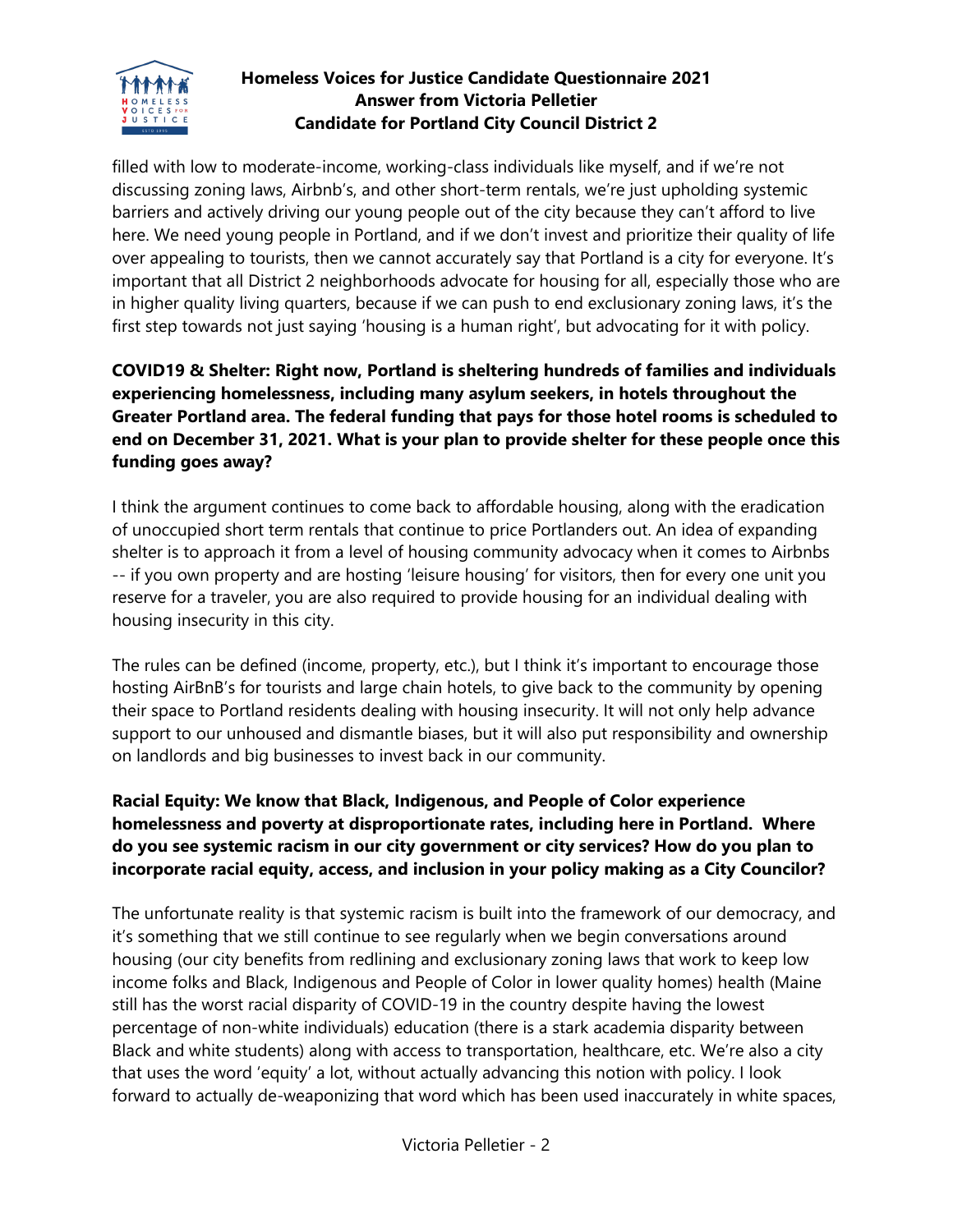filled with low to moderate-income, working-class individuals like myself, and if we're not discussing zoning laws, Airbnb's, and other short-term rentals, we're just upholding systemic barriers and actively driving our young people out of the city because they can't afford to live here. We need young people in Portland, and if we don't invest and prioritize their quality of life over appealing to tourists, then we cannot accurately say that Portland is a city for everyone. It's important that all District 2 neighborhoods advocate for housing for all, especially those who are in higher quality living quarters, because if we can push to end exclusionary zoning laws, it's the first step towards not just saying 'housing is a human right', but advocating for it with policy.

**COVID19 & Shelter: Right now, Portland is sheltering hundreds of families and individuals experiencing homelessness, including many asylum seekers, in hotels throughout the Greater Portland area. The federal funding that pays for those hotel rooms is scheduled to end on December 31, 2021. What is your plan to provide shelter for these people once this funding goes away?**

I think the argument continues to come back to affordable housing, along with the eradication of unoccupied short term rentals that continue to price Portlanders out. An idea of expanding shelter is to approach it from a level of housing community advocacy when it comes to Airbnbs -- if you own property and are hosting 'leisure housing' for visitors, then for every one unit you reserve for a traveler, you are also required to provide housing for an individual dealing with housing insecurity in this city.

The rules can be defined (income, property, etc.), but I think it's important to encourage those hosting AirBnB's for tourists and large chain hotels, to give back to the community by opening their space to Portland residents dealing with housing insecurity. It will not only help advance support to our unhoused and dismantle biases, but it will also put responsibility and ownership on landlords and big businesses to invest back in our community.

**Racial Equity: We know that Black, Indigenous, and People of Color experience homelessness and poverty at disproportionate rates, including here in Portland. Where do you see systemic racism in our city government or city services? How do you plan to incorporate racial equity, access, and inclusion in your policy making as a City Councilor?**

The unfortunate reality is that systemic racism is built into the framework of our democracy, and it's something that we still continue to see regularly when we begin conversations around housing (our city benefits from redlining and exclusionary zoning laws that work to keep low income folks and Black, Indigenous and People of Color in lower quality homes) health (Maine still has the worst racial disparity of COVID-19 in the country despite having the lowest percentage of non-white individuals) education (there is a stark academia disparity between Black and white students) along with access to transportation, healthcare, etc. We're also a city that uses the word 'equity' a lot, without actually advancing this notion with policy. I look forward to actually de-weaponizing that word which has been used inaccurately in white spaces,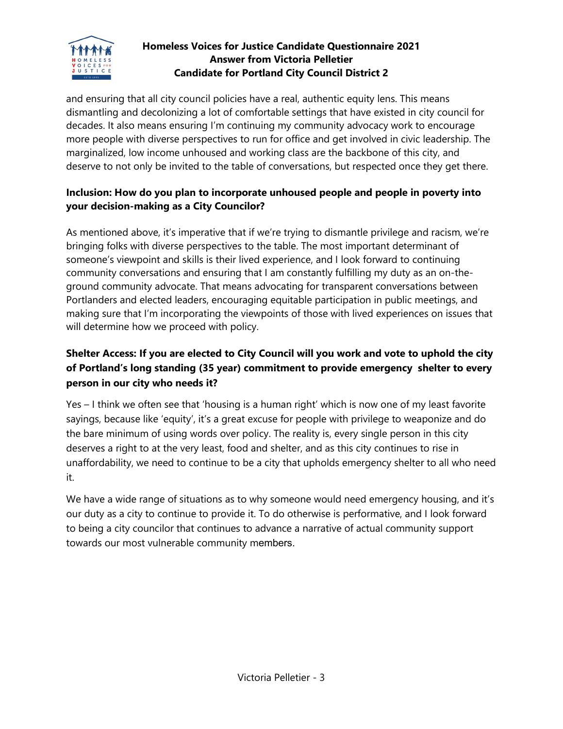and ensuring that all city council policies have a real, authentic equity lens. This means dismantling and decolonizing a lot of comfortable settings that have existed in city council for decades. It also means ensuring I'm continuing my community advocacy work to encourage more people with diverse perspectives to run for office and get involved in civic leadership. The marginalized, low income unhoused and working class are the backbone of this city, and deserve to not only be invited to the table of conversations, but respected once they get there.

**Inclusion: How do you plan to incorporate unhoused people and people in poverty into your decision-making as a City Councilor?**

As mentioned above, it's imperative that if we're trying to dismantle privilege and racism, we're bringing folks with diverse perspectives to the table. The most important determinant of someone's viewpoint and skills is their lived experience, and I look forward to continuing community conversations and ensuring that I am constantly fulfilling my duty as an on-the-ground community advocate. That means advocating for transparent conversations between Portlanders and elected leaders, encouraging equitable participation in public meetings, and making sure that I'm incorporating the viewpoints of those with lived experiences on issues that will determine how we proceed with policy.

**Shelter Access: If you are elected to City Council will you work and vote to uphold the city of Portland's long standing (35 year) commitment to provide emergency shelter to every person in our city who needs it?**

Yes – I think we often see that 'housing is a human right' which is now one of my least favorite sayings, because like 'equity', it's a great excuse for people with privilege to weaponize and do the bare minimum of using words over policy. The reality is, every single person in this city deserves a right to at the very least, food and shelter, and as this city continues to rise in unaffordability, we need to continue to be a city that upholds emergency shelter to all who need it.

We have a wide range of situations as to why someone would need emergency housing, and it's our duty as a city to continue to provide it. To do otherwise is performative, and I look forward to being a city councilor that continues to advance a narrative of actual community support towards our most vulnerable community members.